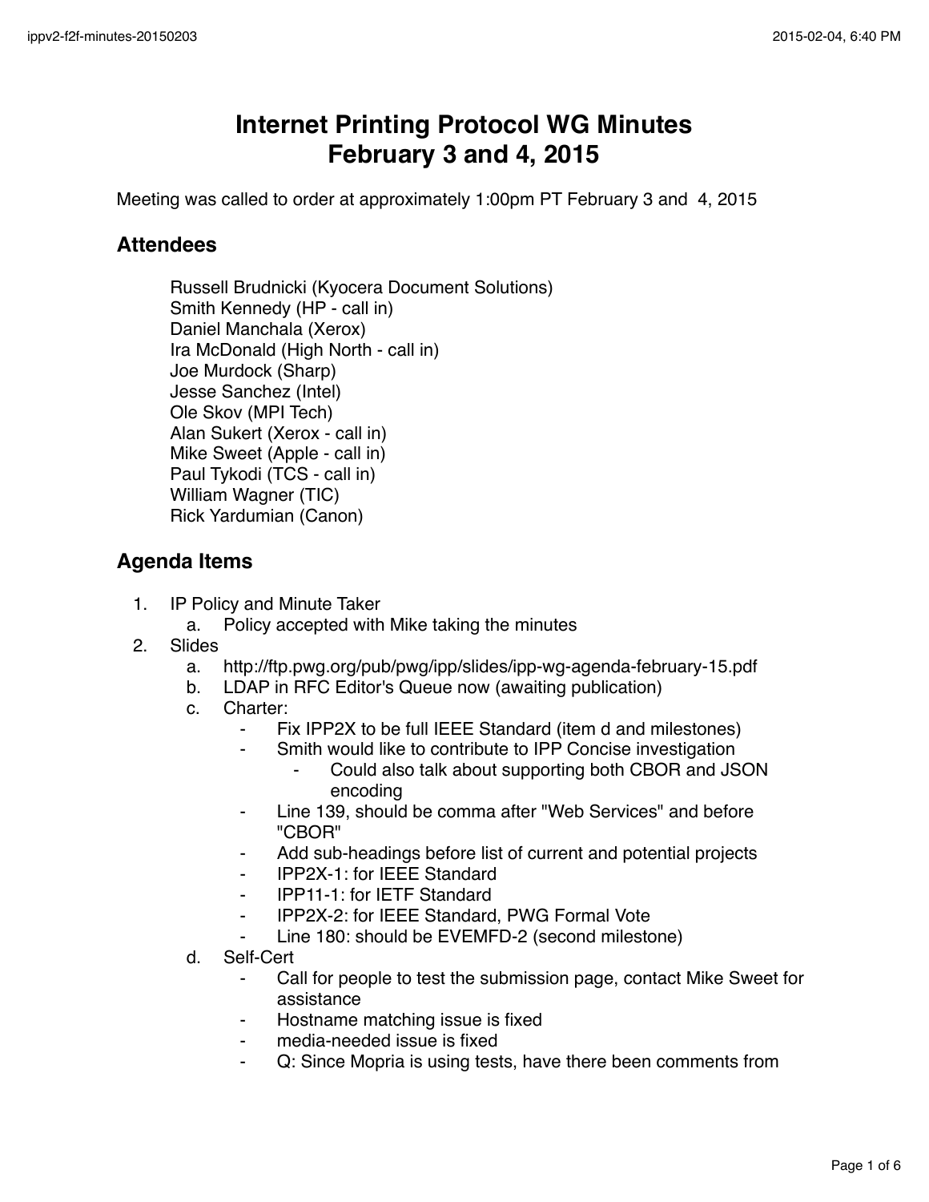# Internet Printing Protocol WG Minutes
# February 3 and 4, 2015

Meeting was called to order at approximately 1:00pm PT February 3 and 4, 2015

## Attendees

Russell Brudnicki (Kyocera Document Solutions)
Smith Kennedy (HP - call in)
Daniel Manchala (Xerox)
Ira McDonald (High North - call in)
Joe Murdock (Sharp)
Jesse Sanchez (Intel)
Ole Skov (MPI Tech)
Alan Sukert (Xerox - call in)
Mike Sweet (Apple - call in)
Paul Tykodi (TCS - call in)
William Wagner (TIC)
Rick Yardumian (Canon)

## Agenda Items

1. IP Policy and Minute Taker
   a. Policy accepted with Mike taking the minutes
2. Slides
   a. http://ftp.pwg.org/pub/pwg/ipp/slides/ipp-wg-agenda-february-15.pdf
   b. LDAP in RFC Editor's Queue now (awaiting publication)
   c. Charter:
      - Fix IPP2X to be full IEEE Standard (item d and milestones)
      - Smith would like to contribute to IPP Concise investigation
        - Could also talk about supporting both CBOR and JSON encoding
      - Line 139, should be comma after "Web Services" and before "CBOR"
      - Add sub-headings before list of current and potential projects
      - IPP2X-1: for IEEE Standard
      - IPP11-1: for IETF Standard
      - IPP2X-2: for IEEE Standard, PWG Formal Vote
      - Line 180: should be EVEMFD-2 (second milestone)
   d. Self-Cert
      - Call for people to test the submission page, contact Mike Sweet for assistance
      - Hostname matching issue is fixed
      - media-needed issue is fixed
      - Q: Since Mopria is using tests, have there been comments from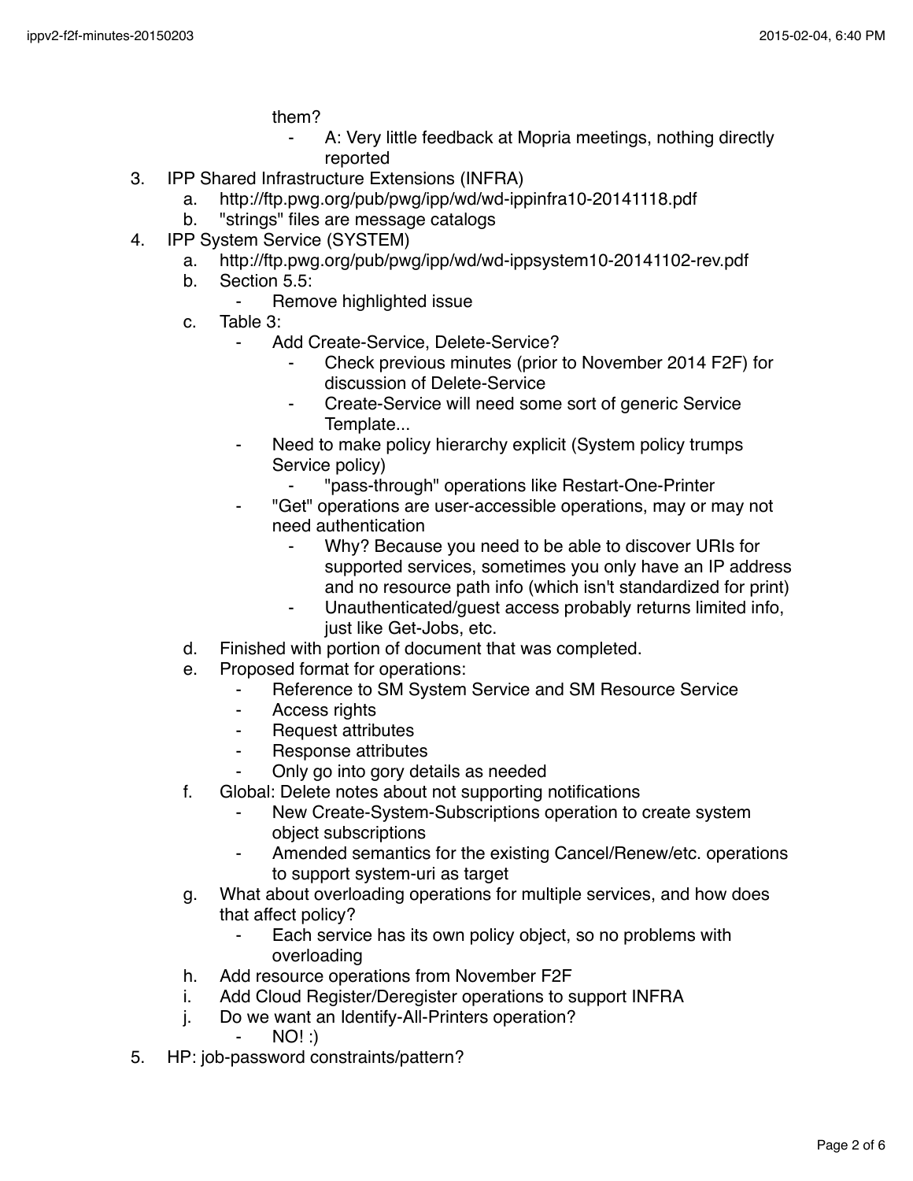them?
            - A: Very little feedback at Mopria meetings, nothing directly reported

3. IPP Shared Infrastructure Extensions (INFRA)
    a. http://ftp.pwg.org/pub/pwg/ipp/wd/wd-ippinfra10-20141118.pdf
    b. "strings" files are message catalogs
4. IPP System Service (SYSTEM)
    a. http://ftp.pwg.org/pub/pwg/ipp/wd/wd-ippsystem10-20141102-rev.pdf
    b. Section 5.5:
        - Remove highlighted issue
    c. Table 3:
        - Add Create-Service, Delete-Service?
            - Check previous minutes (prior to November 2014 F2F) for discussion of Delete-Service
            - Create-Service will need some sort of generic Service Template...
        - Need to make policy hierarchy explicit (System policy trumps Service policy)
            - "pass-through" operations like Restart-One-Printer
        - "Get" operations are user-accessible operations, may or may not need authentication
            - Why? Because you need to be able to discover URIs for supported services, sometimes you only have an IP address and no resource path info (which isn't standardized for print)
            - Unauthenticated/guest access probably returns limited info, just like Get-Jobs, etc.
    d. Finished with portion of document that was completed.
    e. Proposed format for operations:
        - Reference to SM System Service and SM Resource Service
        - Access rights
        - Request attributes
        - Response attributes
        - Only go into gory details as needed
    f. Global: Delete notes about not supporting notifications
        - New Create-System-Subscriptions operation to create system object subscriptions
        - Amended semantics for the existing Cancel/Renew/etc. operations to support system-uri as target
    g. What about overloading operations for multiple services, and how does that affect policy?
        - Each service has its own policy object, so no problems with overloading
    h. Add resource operations from November F2F
    i. Add Cloud Register/Deregister operations to support INFRA
    j. Do we want an Identify-All-Printers operation?
        - NO! :)
5. HP: job-password constraints/pattern?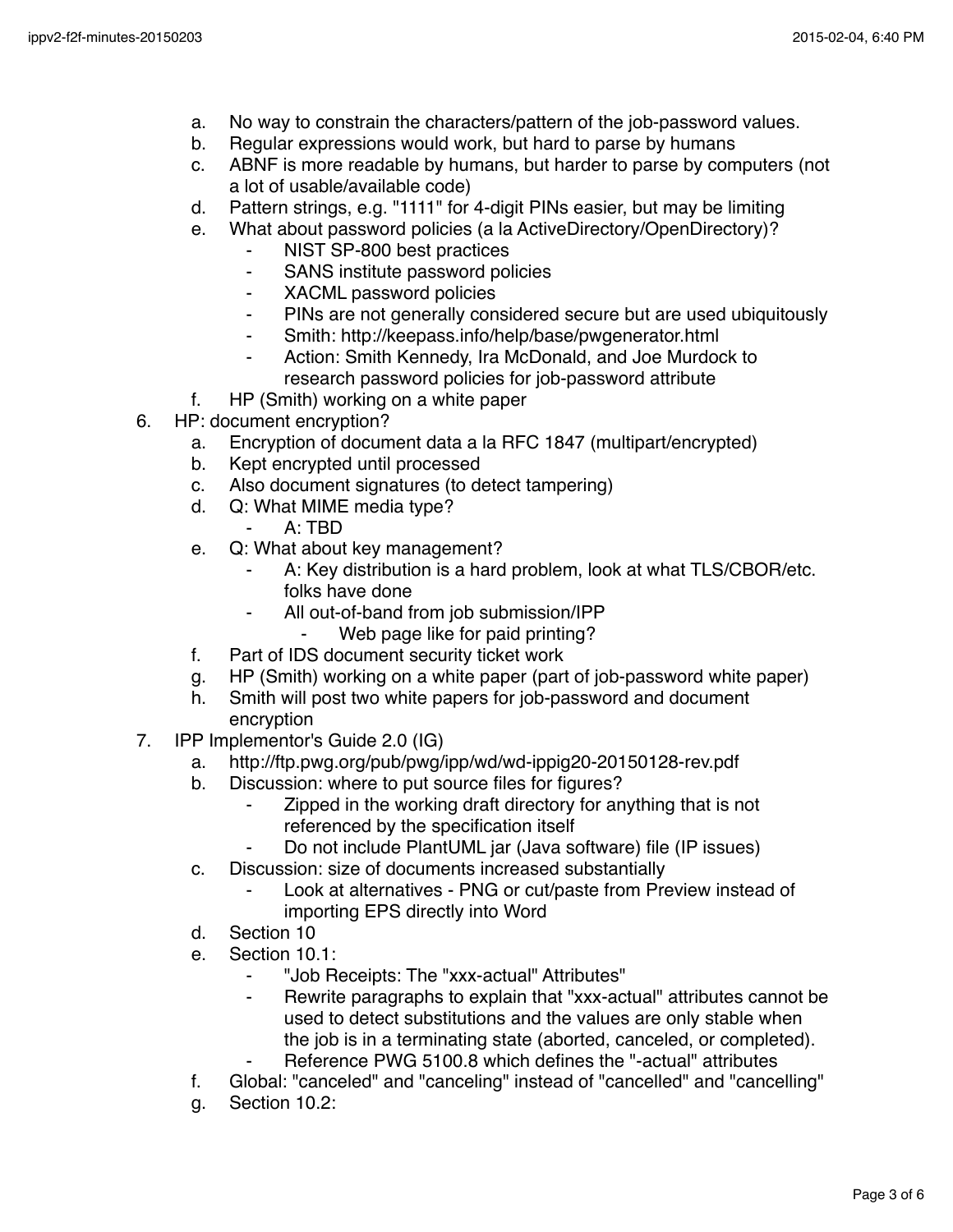a. No way to constrain the characters/pattern of the job-password values.
   b. Regular expressions would work, but hard to parse by humans
   c. ABNF is more readable by humans, but harder to parse by computers (not a lot of usable/available code)
   d. Pattern strings, e.g. "1111" for 4-digit PINs easier, but may be limiting
   e. What about password policies (a la ActiveDirectory/OpenDirectory)?
      - NIST SP-800 best practices
      - SANS institute password policies
      - XACML password policies
      - PINs are not generally considered secure but are used ubiquitously
      - Smith: http://keepass.info/help/base/pwgenerator.html
      - Action: Smith Kennedy, Ira McDonald, and Joe Murdock to research password policies for job-password attribute
   f. HP (Smith) working on a white paper

6. HP: document encryption?
   a. Encryption of document data a la RFC 1847 (multipart/encrypted)
   b. Kept encrypted until processed
   c. Also document signatures (to detect tampering)
   d. Q: What MIME media type?
      - A: TBD
   e. Q: What about key management?
      - A: Key distribution is a hard problem, look at what TLS/CBOR/etc. folks have done
      - All out-of-band from job submission/IPP
         - Web page like for paid printing?
   f. Part of IDS document security ticket work
   g. HP (Smith) working on a white paper (part of job-password white paper)
   h. Smith will post two white papers for job-password and document encryption

7. IPP Implementor's Guide 2.0 (IG)
   a. http://ftp.pwg.org/pub/pwg/ipp/wd/wd-ippig20-20150128-rev.pdf
   b. Discussion: where to put source files for figures?
      - Zipped in the working draft directory for anything that is not referenced by the specification itself
      - Do not include PlantUML jar (Java software) file (IP issues)
   c. Discussion: size of documents increased substantially
      - Look at alternatives - PNG or cut/paste from Preview instead of importing EPS directly into Word
   d. Section 10
   e. Section 10.1:
      - "Job Receipts: The "xxx-actual" Attributes"
      - Rewrite paragraphs to explain that "xxx-actual" attributes cannot be used to detect substitutions and the values are only stable when the job is in a terminating state (aborted, canceled, or completed).
      - Reference PWG 5100.8 which defines the "-actual" attributes
   f. Global: "canceled" and "canceling" instead of "cancelled" and "cancelling"
   g. Section 10.2: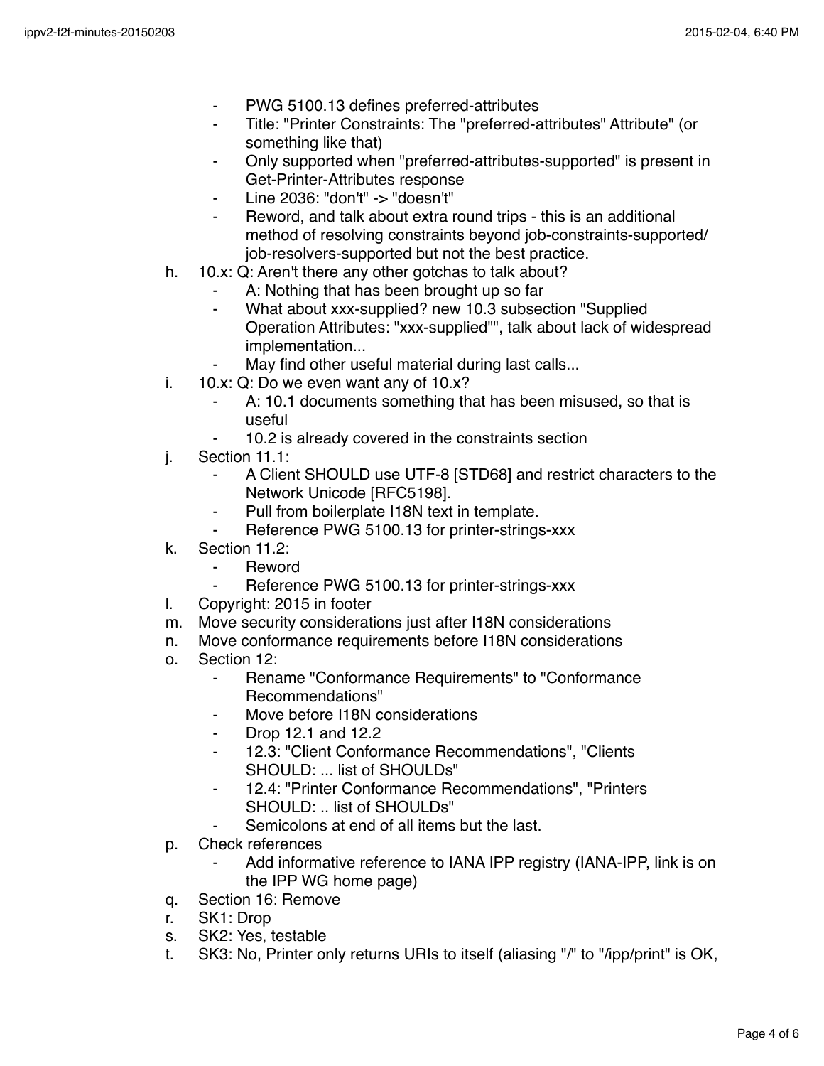- PWG 5100.13 defines preferred-attributes
    - Title: "Printer Constraints: The "preferred-attributes" Attribute" (or something like that)
    - Only supported when "preferred-attributes-supported" is present in Get-Printer-Attributes response
    - Line 2036: "don't" -> "doesn't"
    - Reword, and talk about extra round trips - this is an additional method of resolving constraints beyond job-constraints-supported/ job-resolvers-supported but not the best practice.

h. 10.x: Q: Aren't there any other gotchas to talk about?
    - A: Nothing that has been brought up so far
    - What about xxx-supplied? new 10.3 subsection "Supplied Operation Attributes: "xxx-supplied"", talk about lack of widespread implementation...
    - May find other useful material during last calls...

i. 10.x: Q: Do we even want any of 10.x?
    - A: 10.1 documents something that has been misused, so that is useful
    - 10.2 is already covered in the constraints section

j. Section 11.1:
    - A Client SHOULD use UTF-8 [STD68] and restrict characters to the Network Unicode [RFC5198].
    - Pull from boilerplate I18N text in template.
    - Reference PWG 5100.13 for printer-strings-xxx

k. Section 11.2:
    - Reword
    - Reference PWG 5100.13 for printer-strings-xxx

l. Copyright: 2015 in footer

m. Move security considerations just after I18N considerations

n. Move conformance requirements before I18N considerations

o. Section 12:
    - Rename "Conformance Requirements" to "Conformance Recommendations"
    - Move before I18N considerations
    - Drop 12.1 and 12.2
    - 12.3: "Client Conformance Recommendations", "Clients SHOULD: ... list of SHOULDs"
    - 12.4: "Printer Conformance Recommendations", "Printers SHOULD: .. list of SHOULDs"
    - Semicolons at end of all items but the last.

p. Check references
    - Add informative reference to IANA IPP registry (IANA-IPP, link is on the IPP WG home page)

q. Section 16: Remove

r. SK1: Drop

s. SK2: Yes, testable

t. SK3: No, Printer only returns URIs to itself (aliasing "/" to "/ipp/print" is OK,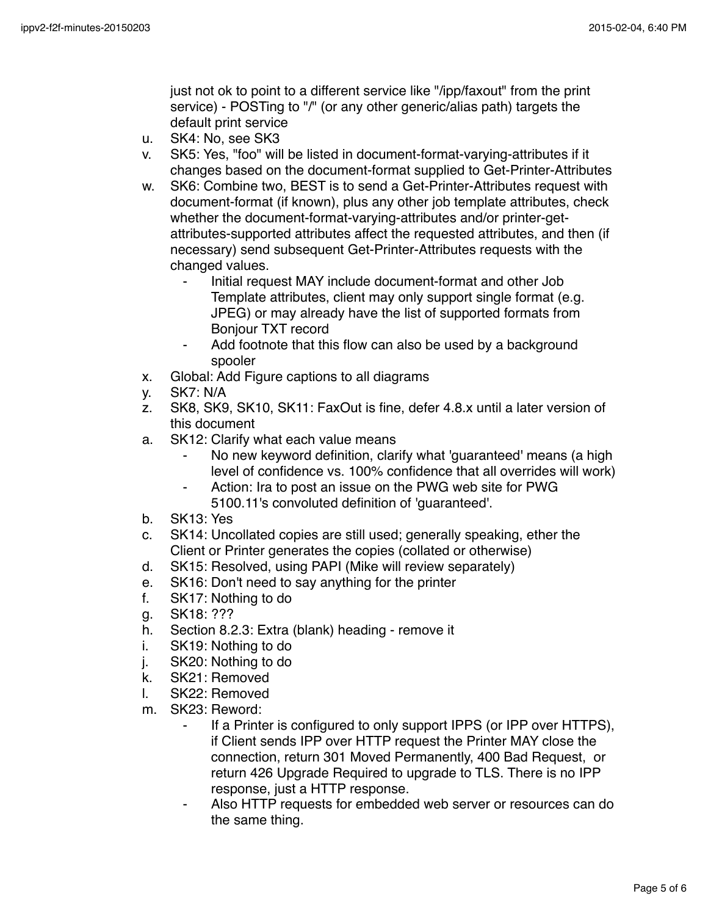just not ok to point to a different service like "/ipp/faxout" from the print service) - POSTing to "/" (or any other generic/alias path) targets the default print service

u. SK4: No, see SK3
v. SK5: Yes, "foo" will be listed in document-format-varying-attributes if it changes based on the document-format supplied to Get-Printer-Attributes
w. SK6: Combine two, BEST is to send a Get-Printer-Attributes request with document-format (if known), plus any other job template attributes, check whether the document-format-varying-attributes and/or printer-get-attributes-supported attributes affect the requested attributes, and then (if necessary) send subsequent Get-Printer-Attributes requests with the changed values.
    - Initial request MAY include document-format and other Job Template attributes, client may only support single format (e.g. JPEG) or may already have the list of supported formats from Bonjour TXT record
    - Add footnote that this flow can also be used by a background spooler
x. Global: Add Figure captions to all diagrams
y. SK7: N/A
z. SK8, SK9, SK10, SK11: FaxOut is fine, defer 4.8.x until a later version of this document
a. SK12: Clarify what each value means
    - No new keyword definition, clarify what 'guaranteed' means (a high level of confidence vs. 100% confidence that all overrides will work)
    - Action: Ira to post an issue on the PWG web site for PWG 5100.11's convoluted definition of 'guaranteed'.
b. SK13: Yes
c. SK14: Uncollated copies are still used; generally speaking, ether the Client or Printer generates the copies (collated or otherwise)
d. SK15: Resolved, using PAPI (Mike will review separately)
e. SK16: Don't need to say anything for the printer
f. SK17: Nothing to do
g. SK18: ???
h. Section 8.2.3: Extra (blank) heading - remove it
i. SK19: Nothing to do
j. SK20: Nothing to do
k. SK21: Removed
l. SK22: Removed
m. SK23: Reword:
    - If a Printer is configured to only support IPPS (or IPP over HTTPS), if Client sends IPP over HTTP request the Printer MAY close the connection, return 301 Moved Permanently, 400 Bad Request, or return 426 Upgrade Required to upgrade to TLS. There is no IPP response, just a HTTP response.
    - Also HTTP requests for embedded web server or resources can do the same thing.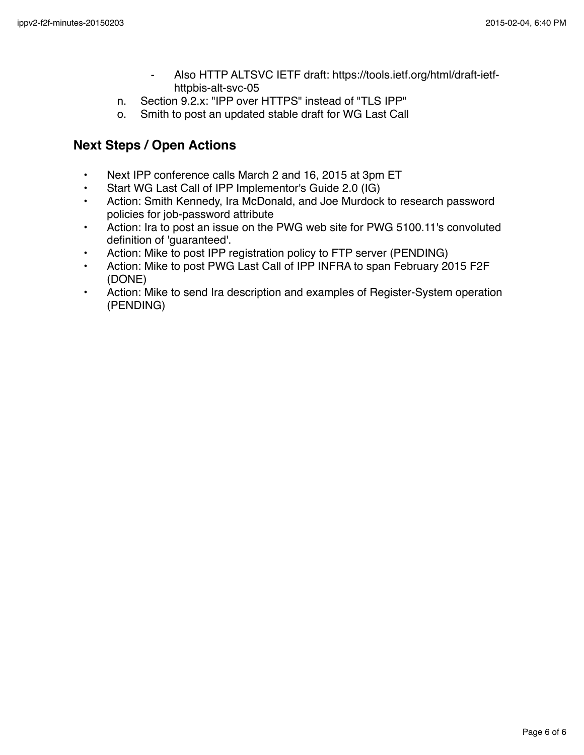- Also HTTP ALTSVC IETF draft: https://tools.ietf.org/html/draft-ietf-httpbis-alt-svc-05

n. Section 9.2.x: "IPP over HTTPS" instead of "TLS IPP"

o. Smith to post an updated stable draft for WG Last Call

## Next Steps / Open Actions

- Next IPP conference calls March 2 and 16, 2015 at 3pm ET
- Start WG Last Call of IPP Implementor's Guide 2.0 (IG)
- Action: Smith Kennedy, Ira McDonald, and Joe Murdock to research password policies for job-password attribute
- Action: Ira to post an issue on the PWG web site for PWG 5100.11's convoluted definition of 'guaranteed'.
- Action: Mike to post IPP registration policy to FTP server (PENDING)
- Action: Mike to post PWG Last Call of IPP INFRA to span February 2015 F2F (DONE)
- Action: Mike to send Ira description and examples of Register-System operation (PENDING)